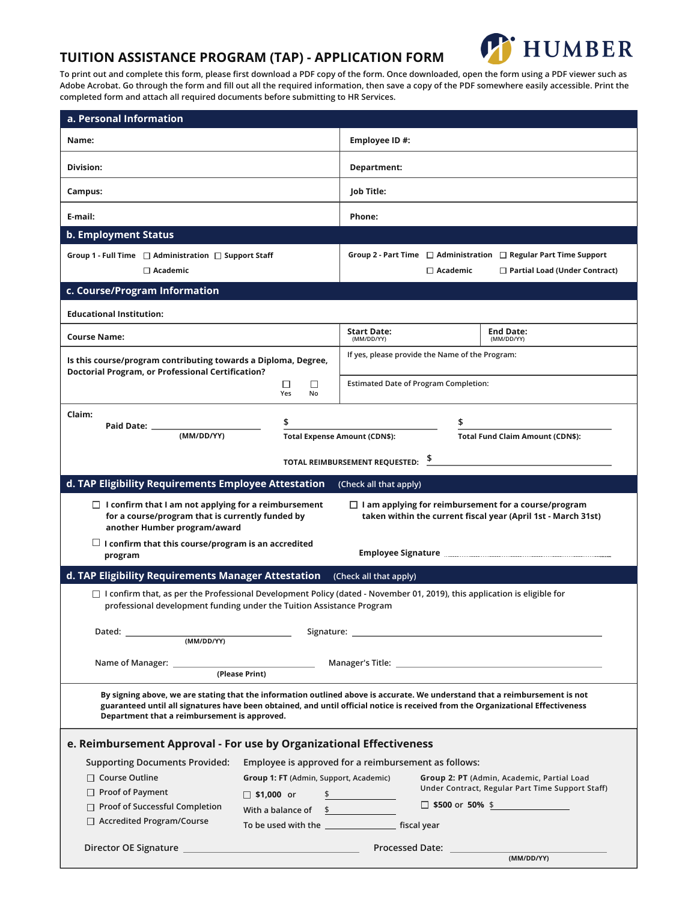# TUITION ASSISTANCE PROGRAM (TAP) - APPLICATION FORM

HUMBER

To print out and complete this form, please first download a PDF copy of the form. Once downloaded, open the form using a PDF viewer such as Adobe Acrobat. Go through the form and fill out all the required information, then save a copy of the PDF somewhere easily accessible. Print the completed form and attach all required documents before submitting to HR Services.

## a. Personal Information

| | |
|---|---|
| **Name:** | **Employee ID #:** |
| **Division:** | **Department:** |
| **Campus:** | **Job Title:** |
| **E-mail:** | **Phone:** |

## b. Employment Status

**Group 1 - Full Time** ☐ Administration ☐ Support Staff ☐ Academic

**Group 2 - Part Time** ☐ Administration ☐ Regular Part Time Support ☐ Academic ☐ Partial Load (Under Contract)

## c. Course/Program Information

**Educational Institution:**

| | | |
|---|---|---|
| **Course Name:** | **Start Date:** (MM/DD/YY) | **End Date:** (MM/DD/YY) |

**Is this course/program contributing towards a Diploma, Degree, Doctorial Program, or Professional Certification?** ☐ Yes ☐ No

If yes, please provide the Name of the Program:

Estimated Date of Program Completion:

**Claim:**

**Paid Date:** ____________ **(MM/DD/YY)**

$ ____________ **Total Expense Amount (CDN$):**

$ ____________ **Total Fund Claim Amount (CDN$):**

**TOTAL REIMBURSEMENT REQUESTED:** $ ____________

## d. TAP Eligibility Requirements Employee Attestation (Check all that apply)

☐ **I confirm that I am not applying for a reimbursement for a course/program that is currently funded by another Humber program/award**

☐ **I confirm that this course/program is an accredited program**

☐ **I am applying for reimbursement for a course/program taken within the current fiscal year (April 1st - March 31st)**

**Employee Signature** ____________

## d. TAP Eligibility Requirements Manager Attestation (Check all that apply)

☐ I confirm that, as per the Professional Development Policy (dated - November 01, 2019), this application is eligible for professional development funding under the Tuition Assistance Program

Dated: ____________ **(MM/DD/YY)** Signature: ____________

Name of Manager: ____________ **(Please Print)** Manager's Title: ____________

**By signing above, we are stating that the information outlined above is accurate. We understand that a reimbursement is not guaranteed until all signatures have been obtained, and until official notice is received from the Organizational Effectiveness Department that a reimbursement is approved.**

## e. Reimbursement Approval - For use by Organizational Effectiveness

Supporting Documents Provided:

☐ Course Outline
☐ Proof of Payment
☐ Proof of Successful Completion
☐ Accredited Program/Course

Employee is approved for a reimbursement as follows:

**Group 1: FT** (Admin, Support, Academic)

☐ **$1,000 or** $ ____________

With a balance of $ ____________

To be used with the ____________ fiscal year

**Group 2: PT** (Admin, Academic, Partial Load Under Contract, Regular Part Time Support Staff)

☐ **$500 or 50%** $ ____________

Director OE Signature ____________ Processed Date: ____________ **(MM/DD/YY)**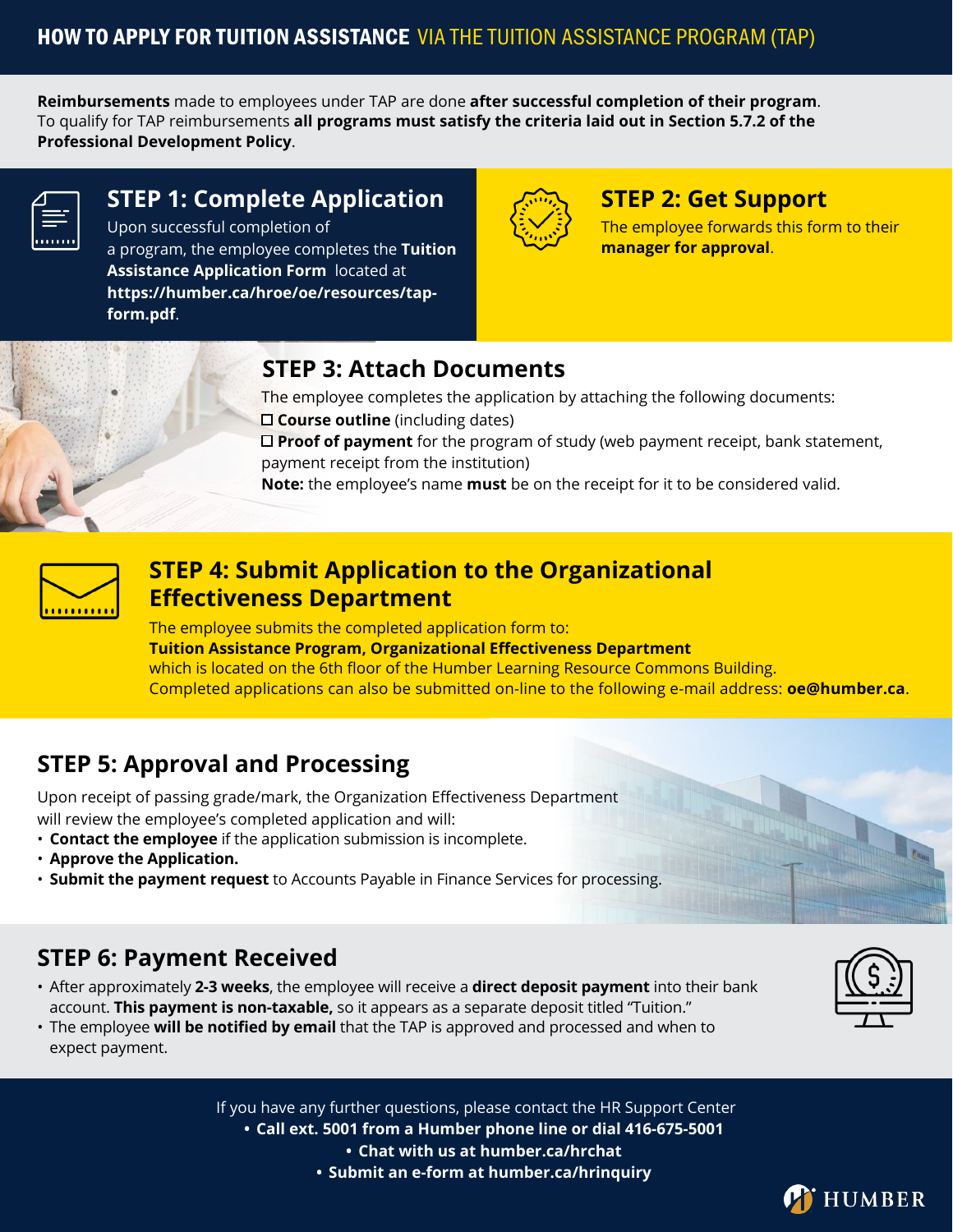# HOW TO APPLY FOR TUITION ASSISTANCE VIA THE TUITION ASSISTANCE PROGRAM (TAP)

**Reimbursements** made to employees under TAP are done **after successful completion of their program**. To qualify for TAP reimbursements **all programs must satisfy the criteria laid out in Section 5.7.2 of the Professional Development Policy**.

## STEP 1: Complete Application

Upon successful completion of a program, the employee completes the **Tuition Assistance Application Form** located at **https://humber.ca/hroe/oe/resources/tap-form.pdf**.

## STEP 2: Get Support

The employee forwards this form to their **manager for approval**.

## STEP 3: Attach Documents

The employee completes the application by attaching the following documents:

- ☐ **Course outline** (including dates)
- ☐ **Proof of payment** for the program of study (web payment receipt, bank statement, payment receipt from the institution)

**Note:** the employee's name **must** be on the receipt for it to be considered valid.

## STEP 4: Submit Application to the Organizational Effectiveness Department

The employee submits the completed application form to:
**Tuition Assistance Program, Organizational Effectiveness Department**
which is located on the 6th floor of the Humber Learning Resource Commons Building.
Completed applications can also be submitted on-line to the following e-mail address: **oe@humber.ca**.

## STEP 5: Approval and Processing

Upon receipt of passing grade/mark, the Organization Effectiveness Department will review the employee's completed application and will:

- **Contact the employee** if the application submission is incomplete.
- **Approve the Application.**
- **Submit the payment request** to Accounts Payable in Finance Services for processing.

## STEP 6: Payment Received

- After approximately **2-3 weeks**, the employee will receive a **direct deposit payment** into their bank account. **This payment is non-taxable,** so it appears as a separate deposit titled "Tuition."
- The employee **will be notified by email** that the TAP is approved and processed and when to expect payment.

If you have any further questions, please contact the HR Support Center

- **Call ext. 5001 from a Humber phone line or dial 416-675-5001**
- **Chat with us at humber.ca/hrchat**
- **Submit an e-form at humber.ca/hrinquiry**

HUMBER